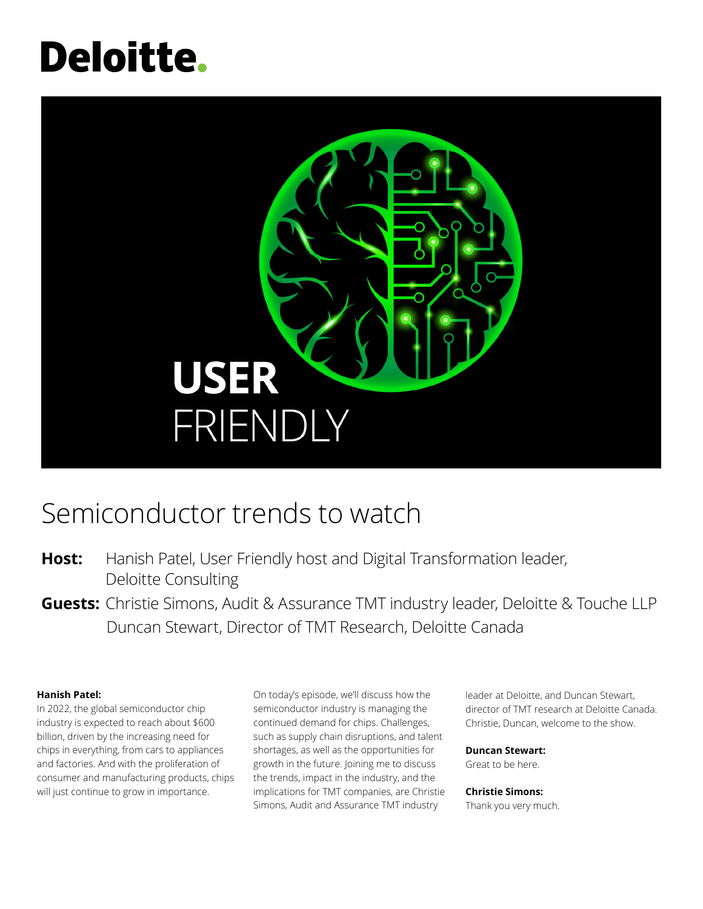Deloitte.

USER FRIENDLY

# Semiconductor trends to watch

**Host:** Hanish Patel, User Friendly host and Digital Transformation leader, Deloitte Consulting

**Guests:** Christie Simons, Audit & Assurance TMT industry leader, Deloitte & Touche LLP
Duncan Stewart, Director of TMT Research, Deloitte Canada

**Hanish Patel:**
In 2022, the global semiconductor chip industry is expected to reach about $600 billion, driven by the increasing need for chips in everything, from cars to appliances and factories. And with the proliferation of consumer and manufacturing products, chips will just continue to grow in importance.

On today's episode, we'll discuss how the semiconductor industry is managing the continued demand for chips. Challenges, such as supply chain disruptions, and talent shortages, as well as the opportunities for growth in the future. Joining me to discuss the trends, impact in the industry, and the implications for TMT companies, are Christie Simons, Audit and Assurance TMT industry leader at Deloitte, and Duncan Stewart, director of TMT research at Deloitte Canada. Christie, Duncan, welcome to the show.

**Duncan Stewart:**
Great to be here.

**Christie Simons:**
Thank you very much.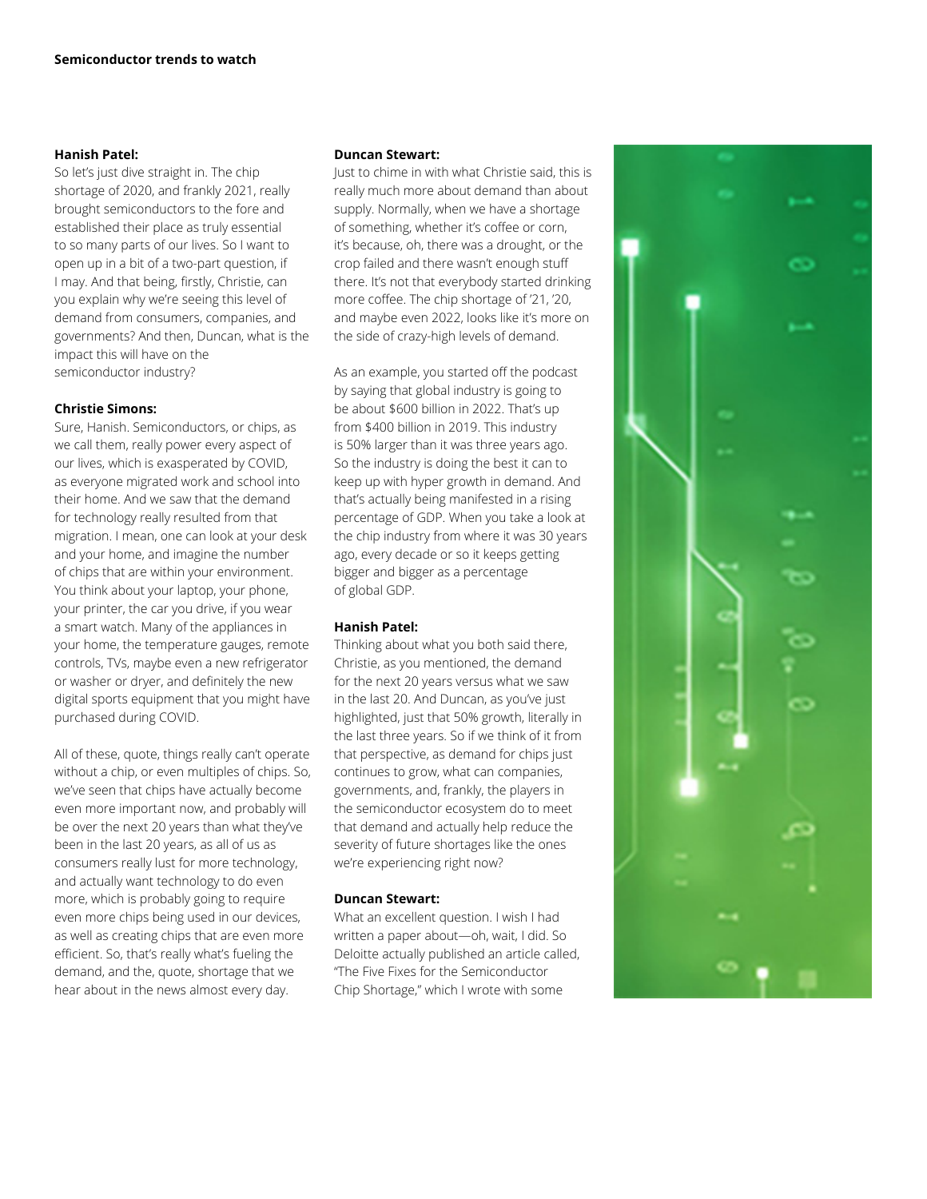**Hanish Patel:**
So let's just dive straight in. The chip shortage of 2020, and frankly 2021, really brought semiconductors to the fore and established their place as truly essential to so many parts of our lives. So I want to open up in a bit of a two-part question, if I may. And that being, firstly, Christie, can you explain why we're seeing this level of demand from consumers, companies, and governments? And then, Duncan, what is the impact this will have on the semiconductor industry?

**Christie Simons:**
Sure, Hanish. Semiconductors, or chips, as we call them, really power every aspect of our lives, which is exasperated by COVID, as everyone migrated work and school into their home. And we saw that the demand for technology really resulted from that migration. I mean, one can look at your desk and your home, and imagine the number of chips that are within your environment. You think about your laptop, your phone, your printer, the car you drive, if you wear a smart watch. Many of the appliances in your home, the temperature gauges, remote controls, TVs, maybe even a new refrigerator or washer or dryer, and definitely the new digital sports equipment that you might have purchased during COVID.

All of these, quote, things really can't operate without a chip, or even multiples of chips. So, we've seen that chips have actually become even more important now, and probably will be over the next 20 years than what they've been in the last 20 years, as all of us as consumers really lust for more technology, and actually want technology to do even more, which is probably going to require even more chips being used in our devices, as well as creating chips that are even more efficient. So, that's really what's fueling the demand, and the, quote, shortage that we hear about in the news almost every day.

**Duncan Stewart:**
Just to chime in with what Christie said, this is really much more about demand than about supply. Normally, when we have a shortage of something, whether it's coffee or corn, it's because, oh, there was a drought, or the crop failed and there wasn't enough stuff there. It's not that everybody started drinking more coffee. The chip shortage of '21, '20, and maybe even 2022, looks like it's more on the side of crazy-high levels of demand.

As an example, you started off the podcast by saying that global industry is going to be about $600 billion in 2022. That's up from $400 billion in 2019. This industry is 50% larger than it was three years ago. So the industry is doing the best it can to keep up with hyper growth in demand. And that's actually being manifested in a rising percentage of GDP. When you take a look at the chip industry from where it was 30 years ago, every decade or so it keeps getting bigger and bigger as a percentage of global GDP.

**Hanish Patel:**
Thinking about what you both said there, Christie, as you mentioned, the demand for the next 20 years versus what we saw in the last 20. And Duncan, as you've just highlighted, just that 50% growth, literally in the last three years. So if we think of it from that perspective, as demand for chips just continues to grow, what can companies, governments, and, frankly, the players in the semiconductor ecosystem do to meet that demand and actually help reduce the severity of future shortages like the ones we're experiencing right now?

**Duncan Stewart:**
What an excellent question. I wish I had written a paper about—oh, wait, I did. So Deloitte actually published an article called, "The Five Fixes for the Semiconductor Chip Shortage," which I wrote with some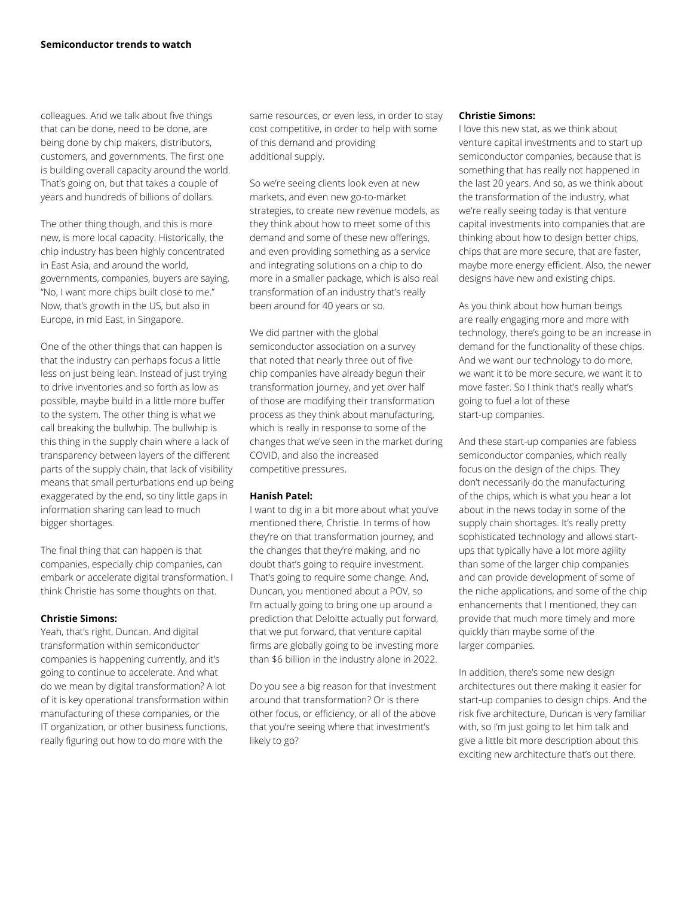colleagues. And we talk about five things that can be done, need to be done, are being done by chip makers, distributors, customers, and governments. The first one is building overall capacity around the world. That's going on, but that takes a couple of years and hundreds of billions of dollars.

The other thing though, and this is more new, is more local capacity. Historically, the chip industry has been highly concentrated in East Asia, and around the world, governments, companies, buyers are saying, "No, I want more chips built close to me." Now, that's growth in the US, but also in Europe, in mid East, in Singapore.

One of the other things that can happen is that the industry can perhaps focus a little less on just being lean. Instead of just trying to drive inventories and so forth as low as possible, maybe build in a little more buffer to the system. The other thing is what we call breaking the bullwhip. The bullwhip is this thing in the supply chain where a lack of transparency between layers of the different parts of the supply chain, that lack of visibility means that small perturbations end up being exaggerated by the end, so tiny little gaps in information sharing can lead to much bigger shortages.

The final thing that can happen is that companies, especially chip companies, can embark or accelerate digital transformation. I think Christie has some thoughts on that.

**Christie Simons:**
Yeah, that's right, Duncan. And digital transformation within semiconductor companies is happening currently, and it's going to continue to accelerate. And what do we mean by digital transformation? A lot of it is key operational transformation within manufacturing of these companies, or the IT organization, or other business functions, really figuring out how to do more with the same resources, or even less, in order to stay cost competitive, in order to help with some of this demand and providing additional supply.

So we're seeing clients look even at new markets, and even new go-to-market strategies, to create new revenue models, as they think about how to meet some of this demand and some of these new offerings, and even providing something as a service and integrating solutions on a chip to do more in a smaller package, which is also real transformation of an industry that's really been around for 40 years or so.

We did partner with the global semiconductor association on a survey that noted that nearly three out of five chip companies have already begun their transformation journey, and yet over half of those are modifying their transformation process as they think about manufacturing, which is really in response to some of the changes that we've seen in the market during COVID, and also the increased competitive pressures.

**Hanish Patel:**
I want to dig in a bit more about what you've mentioned there, Christie. In terms of how they're on that transformation journey, and the changes that they're making, and no doubt that's going to require investment. That's going to require some change. And, Duncan, you mentioned about a POV, so I'm actually going to bring one up around a prediction that Deloitte actually put forward, that we put forward, that venture capital firms are globally going to be investing more than $6 billion in the industry alone in 2022.

Do you see a big reason for that investment around that transformation? Or is there other focus, or efficiency, or all of the above that you're seeing where that investment's likely to go?

**Christie Simons:**
I love this new stat, as we think about venture capital investments and to start up semiconductor companies, because that is something that has really not happened in the last 20 years. And so, as we think about the transformation of the industry, what we're really seeing today is that venture capital investments into companies that are thinking about how to design better chips, chips that are more secure, that are faster, maybe more energy efficient. Also, the newer designs have new and existing chips.

As you think about how human beings are really engaging more and more with technology, there's going to be an increase in demand for the functionality of these chips. And we want our technology to do more, we want it to be more secure, we want it to move faster. So I think that's really what's going to fuel a lot of these start-up companies.

And these start-up companies are fabless semiconductor companies, which really focus on the design of the chips. They don't necessarily do the manufacturing of the chips, which is what you hear a lot about in the news today in some of the supply chain shortages. It's really pretty sophisticated technology and allows start-ups that typically have a lot more agility than some of the larger chip companies and can provide development of some of the niche applications, and some of the chip enhancements that I mentioned, they can provide that much more timely and more quickly than maybe some of the larger companies.

In addition, there's some new design architectures out there making it easier for start-up companies to design chips. And the risk five architecture, Duncan is very familiar with, so I'm just going to let him talk and give a little bit more description about this exciting new architecture that's out there.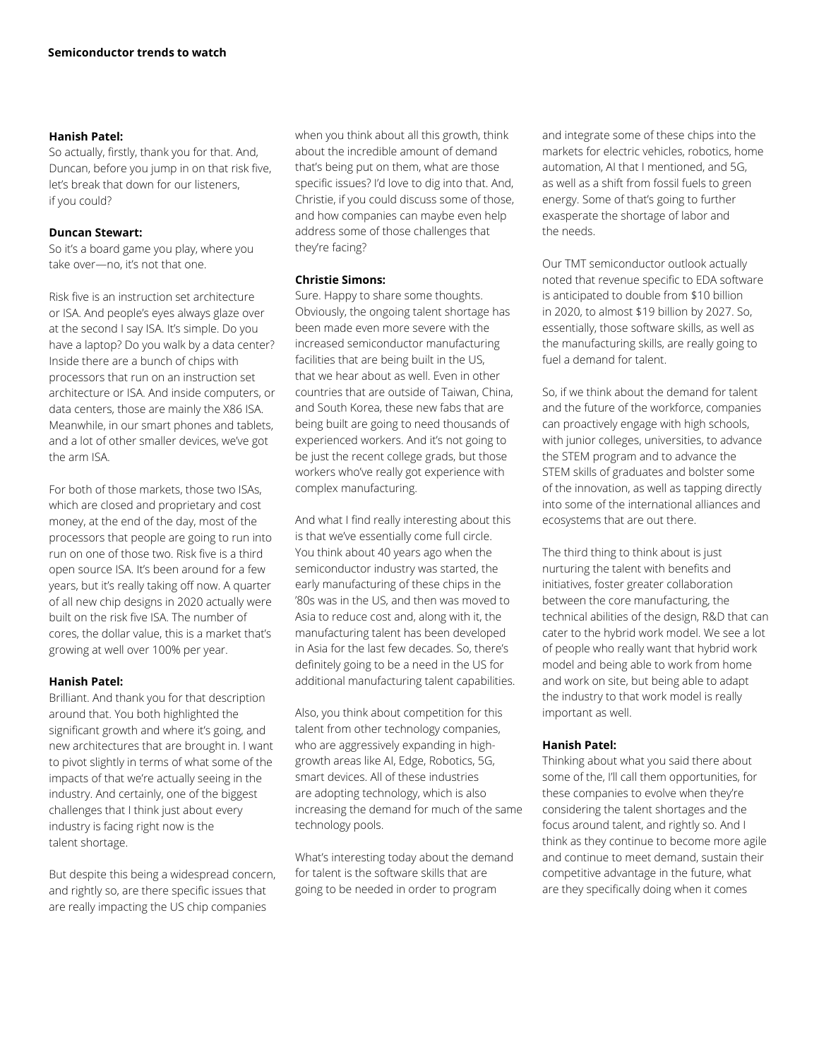**Hanish Patel:**
So actually, firstly, thank you for that. And, Duncan, before you jump in on that risk five, let's break that down for our listeners, if you could?

**Duncan Stewart:**
So it's a board game you play, where you take over—no, it's not that one.

Risk five is an instruction set architecture or ISA. And people's eyes always glaze over at the second I say ISA. It's simple. Do you have a laptop? Do you walk by a data center? Inside there are a bunch of chips with processors that run on an instruction set architecture or ISA. And inside computers, or data centers, those are mainly the X86 ISA. Meanwhile, in our smart phones and tablets, and a lot of other smaller devices, we've got the arm ISA.

For both of those markets, those two ISAs, which are closed and proprietary and cost money, at the end of the day, most of the processors that people are going to run into run on one of those two. Risk five is a third open source ISA. It's been around for a few years, but it's really taking off now. A quarter of all new chip designs in 2020 actually were built on the risk five ISA. The number of cores, the dollar value, this is a market that's growing at well over 100% per year.

**Hanish Patel:**
Brilliant. And thank you for that description around that. You both highlighted the significant growth and where it's going, and new architectures that are brought in. I want to pivot slightly in terms of what some of the impacts of that we're actually seeing in the industry. And certainly, one of the biggest challenges that I think just about every industry is facing right now is the talent shortage.

But despite this being a widespread concern, and rightly so, are there specific issues that are really impacting the US chip companies when you think about all this growth, think about the incredible amount of demand that's being put on them, what are those specific issues? I'd love to dig into that. And, Christie, if you could discuss some of those, and how companies can maybe even help address some of those challenges that they're facing?

**Christie Simons:**
Sure. Happy to share some thoughts. Obviously, the ongoing talent shortage has been made even more severe with the increased semiconductor manufacturing facilities that are being built in the US, that we hear about as well. Even in other countries that are outside of Taiwan, China, and South Korea, these new fabs that are being built are going to need thousands of experienced workers. And it's not going to be just the recent college grads, but those workers who've really got experience with complex manufacturing.

And what I find really interesting about this is that we've essentially come full circle. You think about 40 years ago when the semiconductor industry was started, the early manufacturing of these chips in the '80s was in the US, and then was moved to Asia to reduce cost and, along with it, the manufacturing talent has been developed in Asia for the last few decades. So, there's definitely going to be a need in the US for additional manufacturing talent capabilities.

Also, you think about competition for this talent from other technology companies, who are aggressively expanding in high-growth areas like AI, Edge, Robotics, 5G, smart devices. All of these industries are adopting technology, which is also increasing the demand for much of the same technology pools.

What's interesting today about the demand for talent is the software skills that are going to be needed in order to program and integrate some of these chips into the markets for electric vehicles, robotics, home automation, AI that I mentioned, and 5G, as well as a shift from fossil fuels to green energy. Some of that's going to further exasperate the shortage of labor and the needs.

Our TMT semiconductor outlook actually noted that revenue specific to EDA software is anticipated to double from $10 billion in 2020, to almost $19 billion by 2027. So, essentially, those software skills, as well as the manufacturing skills, are really going to fuel a demand for talent.

So, if we think about the demand for talent and the future of the workforce, companies can proactively engage with high schools, with junior colleges, universities, to advance the STEM program and to advance the STEM skills of graduates and bolster some of the innovation, as well as tapping directly into some of the international alliances and ecosystems that are out there.

The third thing to think about is just nurturing the talent with benefits and initiatives, foster greater collaboration between the core manufacturing, the technical abilities of the design, R&D that can cater to the hybrid work model. We see a lot of people who really want that hybrid work model and being able to work from home and work on site, but being able to adapt the industry to that work model is really important as well.

**Hanish Patel:**
Thinking about what you said there about some of the, I'll call them opportunities, for these companies to evolve when they're considering the talent shortages and the focus around talent, and rightly so. And I think as they continue to become more agile and continue to meet demand, sustain their competitive advantage in the future, what are they specifically doing when it comes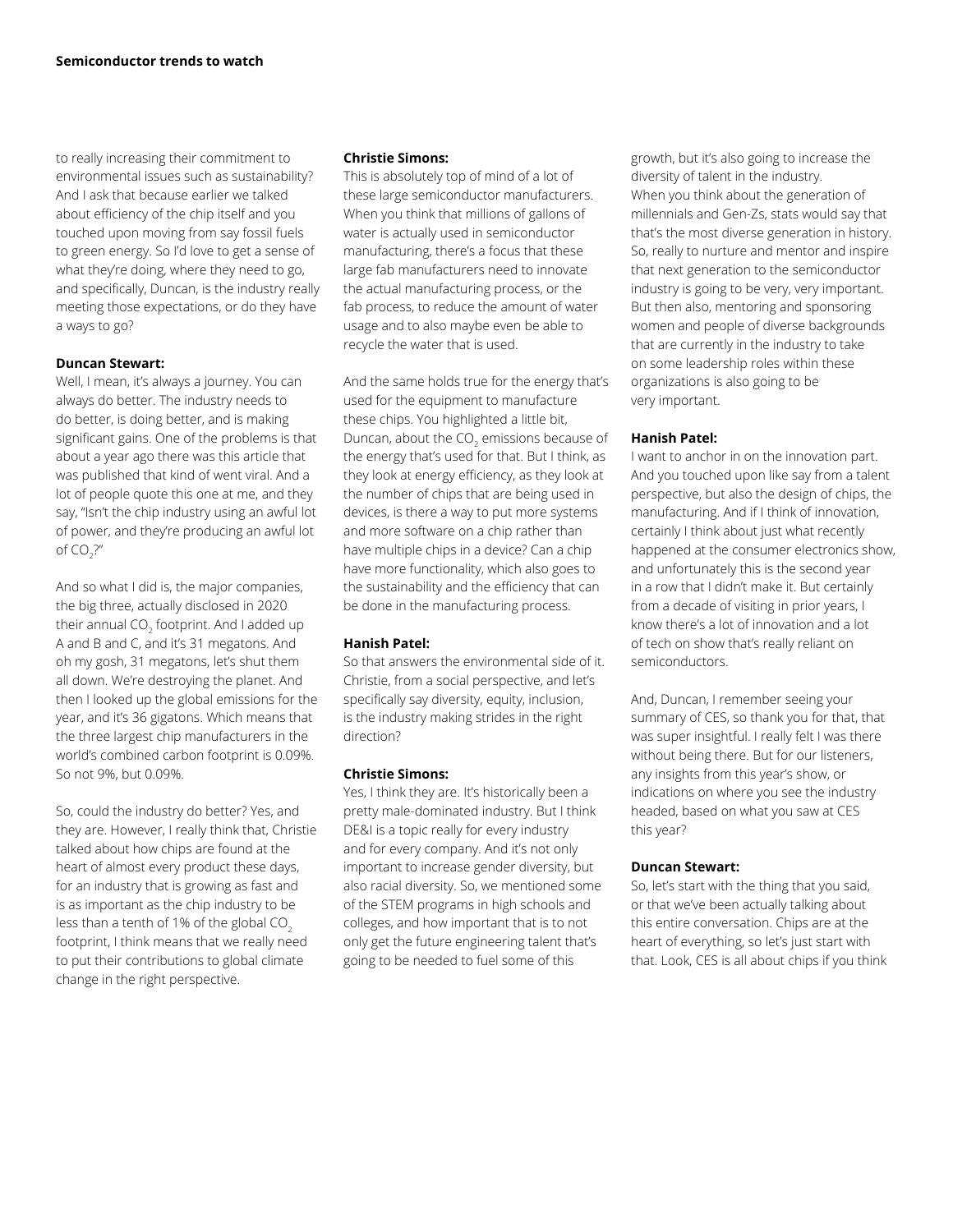to really increasing their commitment to environmental issues such as sustainability? And I ask that because earlier we talked about efficiency of the chip itself and you touched upon moving from say fossil fuels to green energy. So I'd love to get a sense of what they're doing, where they need to go, and specifically, Duncan, is the industry really meeting those expectations, or do they have a ways to go?

**Duncan Stewart:**
Well, I mean, it's always a journey. You can always do better. The industry needs to do better, is doing better, and is making significant gains. One of the problems is that about a year ago there was this article that was published that kind of went viral. And a lot of people quote this one at me, and they say, "Isn't the chip industry using an awful lot of power, and they're producing an awful lot of $CO_2$?"

And so what I did is, the major companies, the big three, actually disclosed in 2020 their annual $CO_2$ footprint. And I added up A and B and C, and it's 31 megatons. And oh my gosh, 31 megatons, let's shut them all down. We're destroying the planet. And then I looked up the global emissions for the year, and it's 36 gigatons. Which means that the three largest chip manufacturers in the world's combined carbon footprint is 0.09%. So not 9%, but 0.09%.

So, could the industry do better? Yes, and they are. However, I really think that, Christie talked about how chips are found at the heart of almost every product these days, for an industry that is growing as fast and is as important as the chip industry to be less than a tenth of 1% of the global $CO_2$ footprint, I think means that we really need to put their contributions to global climate change in the right perspective.

**Christie Simons:**
This is absolutely top of mind of a lot of these large semiconductor manufacturers. When you think that millions of gallons of water is actually used in semiconductor manufacturing, there's a focus that these large fab manufacturers need to innovate the actual manufacturing process, or the fab process, to reduce the amount of water usage and to also maybe even be able to recycle the water that is used.

And the same holds true for the energy that's used for the equipment to manufacture these chips. You highlighted a little bit, Duncan, about the $CO_2$ emissions because of the energy that's used for that. But I think, as they look at energy efficiency, as they look at the number of chips that are being used in devices, is there a way to put more systems and more software on a chip rather than have multiple chips in a device? Can a chip have more functionality, which also goes to the sustainability and the efficiency that can be done in the manufacturing process.

**Hanish Patel:**
So that answers the environmental side of it. Christie, from a social perspective, and let's specifically say diversity, equity, inclusion, is the industry making strides in the right direction?

**Christie Simons:**
Yes, I think they are. It's historically been a pretty male-dominated industry. But I think DE&I is a topic really for every industry and for every company. And it's not only important to increase gender diversity, but also racial diversity. So, we mentioned some of the STEM programs in high schools and colleges, and how important that is to not only get the future engineering talent that's going to be needed to fuel some of this growth, but it's also going to increase the diversity of talent in the industry. When you think about the generation of millennials and Gen-Zs, stats would say that that's the most diverse generation in history. So, really to nurture and mentor and inspire that next generation to the semiconductor industry is going to be very, very important. But then also, mentoring and sponsoring women and people of diverse backgrounds that are currently in the industry to take on some leadership roles within these organizations is also going to be very important.

**Hanish Patel:**
I want to anchor in on the innovation part. And you touched upon like say from a talent perspective, but also the design of chips, the manufacturing. And if I think of innovation, certainly I think about just what recently happened at the consumer electronics show, and unfortunately this is the second year in a row that I didn't make it. But certainly from a decade of visiting in prior years, I know there's a lot of innovation and a lot of tech on show that's really reliant on semiconductors.

And, Duncan, I remember seeing your summary of CES, so thank you for that, that was super insightful. I really felt I was there without being there. But for our listeners, any insights from this year's show, or indications on where you see the industry headed, based on what you saw at CES this year?

**Duncan Stewart:**
So, let's start with the thing that you said, or that we've been actually talking about this entire conversation. Chips are at the heart of everything, so let's just start with that. Look, CES is all about chips if you think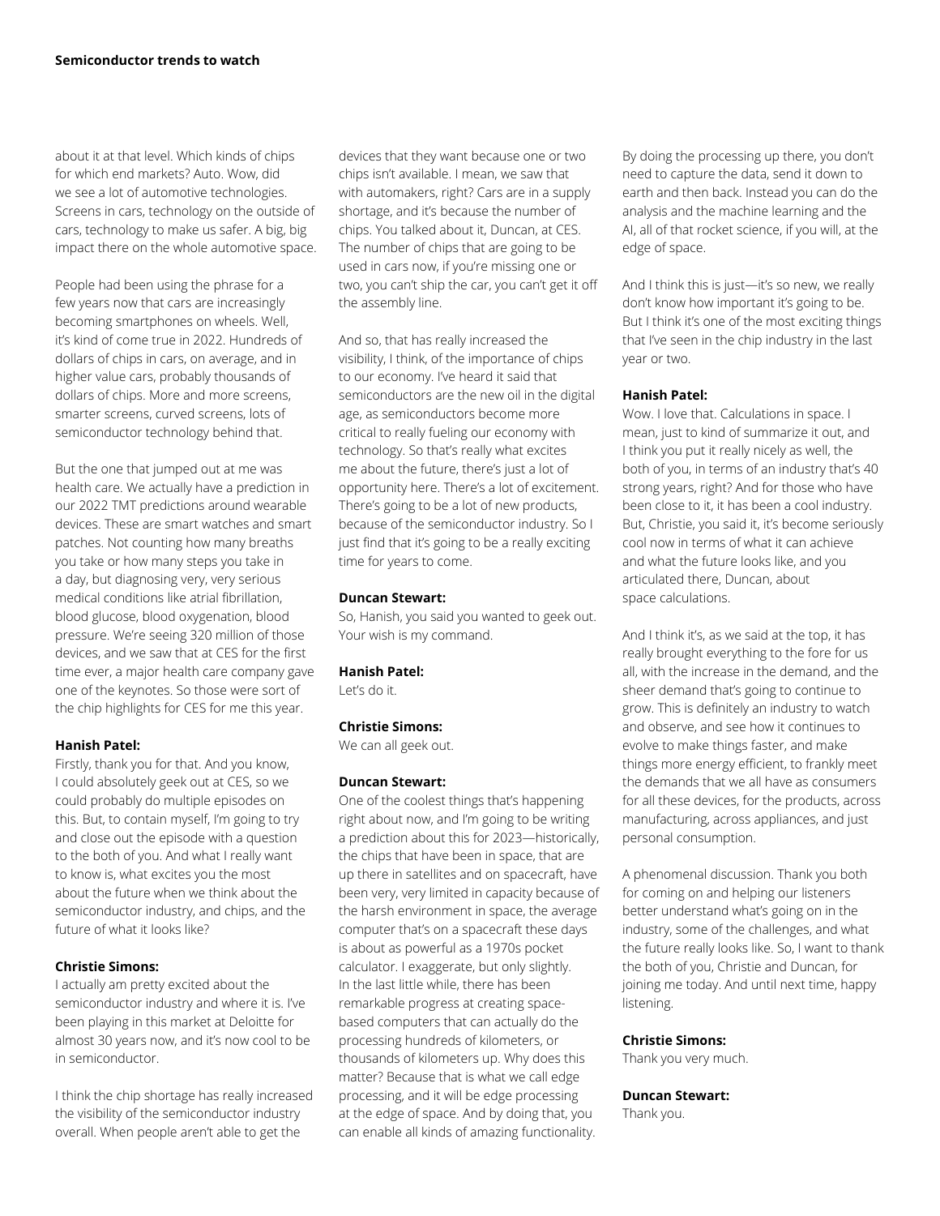about it at that level. Which kinds of chips for which end markets? Auto. Wow, did we see a lot of automotive technologies. Screens in cars, technology on the outside of cars, technology to make us safer. A big, big impact there on the whole automotive space.

People had been using the phrase for a few years now that cars are increasingly becoming smartphones on wheels. Well, it's kind of come true in 2022. Hundreds of dollars of chips in cars, on average, and in higher value cars, probably thousands of dollars of chips. More and more screens, smarter screens, curved screens, lots of semiconductor technology behind that.

But the one that jumped out at me was health care. We actually have a prediction in our 2022 TMT predictions around wearable devices. These are smart watches and smart patches. Not counting how many breaths you take or how many steps you take in a day, but diagnosing very, very serious medical conditions like atrial fibrillation, blood glucose, blood oxygenation, blood pressure. We're seeing 320 million of those devices, and we saw that at CES for the first time ever, a major health care company gave one of the keynotes. So those were sort of the chip highlights for CES for me this year.

**Hanish Patel:**
Firstly, thank you for that. And you know, I could absolutely geek out at CES, so we could probably do multiple episodes on this. But, to contain myself, I'm going to try and close out the episode with a question to the both of you. And what I really want to know is, what excites you the most about the future when we think about the semiconductor industry, and chips, and the future of what it looks like?

**Christie Simons:**
I actually am pretty excited about the semiconductor industry and where it is. I've been playing in this market at Deloitte for almost 30 years now, and it's now cool to be in semiconductor.

I think the chip shortage has really increased the visibility of the semiconductor industry overall. When people aren't able to get the devices that they want because one or two chips isn't available. I mean, we saw that with automakers, right? Cars are in a supply shortage, and it's because the number of chips. You talked about it, Duncan, at CES. The number of chips that are going to be used in cars now, if you're missing one or two, you can't ship the car, you can't get it off the assembly line.

And so, that has really increased the visibility, I think, of the importance of chips to our economy. I've heard it said that semiconductors are the new oil in the digital age, as semiconductors become more critical to really fueling our economy with technology. So that's really what excites me about the future, there's just a lot of opportunity here. There's a lot of excitement. There's going to be a lot of new products, because of the semiconductor industry. So I just find that it's going to be a really exciting time for years to come.

**Duncan Stewart:**
So, Hanish, you said you wanted to geek out. Your wish is my command.

**Hanish Patel:**
Let's do it.

**Christie Simons:**
We can all geek out.

**Duncan Stewart:**
One of the coolest things that's happening right about now, and I'm going to be writing a prediction about this for 2023—historically, the chips that have been in space, that are up there in satellites and on spacecraft, have been very, very limited in capacity because of the harsh environment in space, the average computer that's on a spacecraft these days is about as powerful as a 1970s pocket calculator. I exaggerate, but only slightly. In the last little while, there has been remarkable progress at creating space-based computers that can actually do the processing hundreds of kilometers, or thousands of kilometers up. Why does this matter? Because that is what we call edge processing, and it will be edge processing at the edge of space. And by doing that, you can enable all kinds of amazing functionality. By doing the processing up there, you don't need to capture the data, send it down to earth and then back. Instead you can do the analysis and the machine learning and the AI, all of that rocket science, if you will, at the edge of space.

And I think this is just—it's so new, we really don't know how important it's going to be. But I think it's one of the most exciting things that I've seen in the chip industry in the last year or two.

**Hanish Patel:**
Wow. I love that. Calculations in space. I mean, just to kind of summarize it out, and I think you put it really nicely as well, the both of you, in terms of an industry that's 40 strong years, right? And for those who have been close to it, it has been a cool industry. But, Christie, you said it, it's become seriously cool now in terms of what it can achieve and what the future looks like, and you articulated there, Duncan, about space calculations.

And I think it's, as we said at the top, it has really brought everything to the fore for us all, with the increase in the demand, and the sheer demand that's going to continue to grow. This is definitely an industry to watch and observe, and see how it continues to evolve to make things faster, and make things more energy efficient, to frankly meet the demands that we all have as consumers for all these devices, for the products, across manufacturing, across appliances, and just personal consumption.

A phenomenal discussion. Thank you both for coming on and helping our listeners better understand what's going on in the industry, some of the challenges, and what the future really looks like. So, I want to thank the both of you, Christie and Duncan, for joining me today. And until next time, happy listening.

**Christie Simons:**
Thank you very much.

**Duncan Stewart:**
Thank you.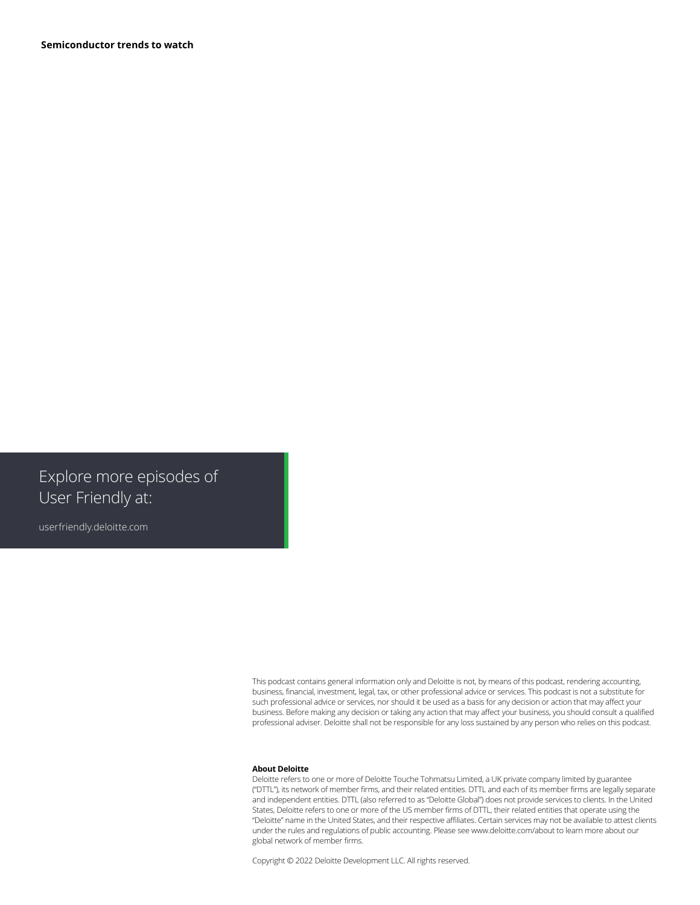Explore more episodes of User Friendly at:

userfriendly.deloitte.com

This podcast contains general information only and Deloitte is not, by means of this podcast, rendering accounting, business, financial, investment, legal, tax, or other professional advice or services. This podcast is not a substitute for such professional advice or services, nor should it be used as a basis for any decision or action that may affect your business. Before making any decision or taking any action that may affect your business, you should consult a qualified professional adviser. Deloitte shall not be responsible for any loss sustained by any person who relies on this podcast.

**About Deloitte**

Deloitte refers to one or more of Deloitte Touche Tohmatsu Limited, a UK private company limited by guarantee ("DTTL"), its network of member firms, and their related entities. DTTL and each of its member firms are legally separate and independent entities. DTTL (also referred to as "Deloitte Global") does not provide services to clients. In the United States, Deloitte refers to one or more of the US member firms of DTTL, their related entities that operate using the "Deloitte" name in the United States, and their respective affiliates. Certain services may not be available to attest clients under the rules and regulations of public accounting. Please see www.deloitte.com/about to learn more about our global network of member firms.

Copyright © 2022 Deloitte Development LLC. All rights reserved.